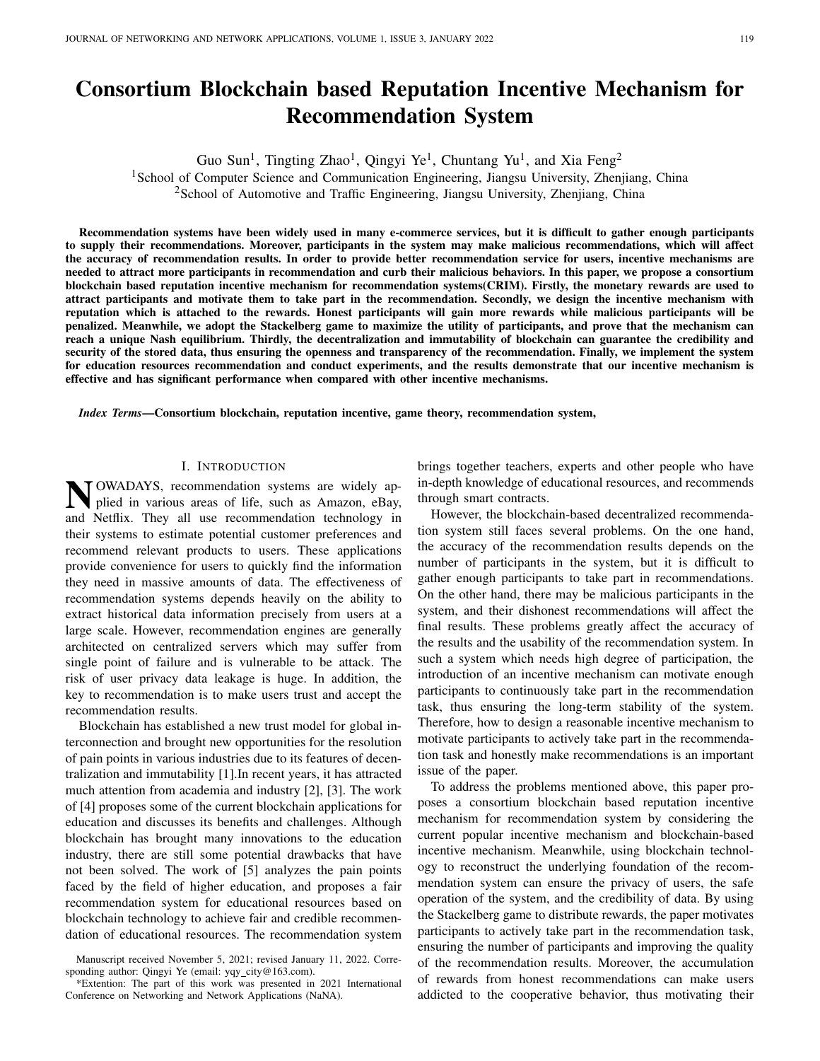# Consortium Blockchain based Reputation Incentive Mechanism for Recommendation System

Guo Sun[1], Tingting Zhao[1], Qingyi Ye[1], Chuntang Yu[1], and Xia Feng[2]

[1]School of Computer Science and Communication Engineering, Jiangsu University, Zhenjiang, China

[2]School of Automotive and Traffic Engineering, Jiangsu University, Zhenjiang, China

**Recommendation systems have been widely used in many e-commerce services, but it is difficult to gather enough participants to supply their recommendations. Moreover, participants in the system may make malicious recommendations, which will affect the accuracy of recommendation results. In order to provide better recommendation service for users, incentive mechanisms are needed to attract more participants in recommendation and curb their malicious behaviors. In this paper, we propose a consortium blockchain based reputation incentive mechanism for recommendation systems(CRIM). Firstly, the monetary rewards are used to attract participants and motivate them to take part in the recommendation. Secondly, we design the incentive mechanism with reputation which is attached to the rewards. Honest participants will gain more rewards while malicious participants will be penalized. Meanwhile, we adopt the Stackelberg game to maximize the utility of participants, and prove that the mechanism can reach a unique Nash equilibrium. Thirdly, the decentralization and immutability of blockchain can guarantee the credibility and security of the stored data, thus ensuring the openness and transparency of the recommendation. Finally, we implement the system for education resources recommendation and conduct experiments, and the results demonstrate that our incentive mechanism is effective and has significant performance when compared with other incentive mechanisms.**

***Index Terms*—Consortium blockchain, reputation incentive, game theory, recommendation system,**

## I. Introduction

Nowadays, recommendation systems are widely applied in various areas of life, such as Amazon, eBay, and Netflix. They all use recommendation technology in their systems to estimate potential customer preferences and recommend relevant products to users. These applications provide convenience for users to quickly find the information they need in massive amounts of data. The effectiveness of recommendation systems depends heavily on the ability to extract historical data information precisely from users at a large scale. However, recommendation engines are generally architected on centralized servers which may suffer from single point of failure and is vulnerable to be attack. The risk of user privacy data leakage is huge. In addition, the key to recommendation is to make users trust and accept the recommendation results.

Blockchain has established a new trust model for global interconnection and brought new opportunities for the resolution of pain points in various industries due to its features of decentralization and immutability [1].In recent years, it has attracted much attention from academia and industry [2], [3]. The work of [4] proposes some of the current blockchain applications for education and discusses its benefits and challenges. Although blockchain has brought many innovations to the education industry, there are still some potential drawbacks that have not been solved. The work of [5] analyzes the pain points faced by the field of higher education, and proposes a fair recommendation system for educational resources based on blockchain technology to achieve fair and credible recommendation of educational resources. The recommendation system brings together teachers, experts and other people who have in-depth knowledge of educational resources, and recommends through smart contracts.

However, the blockchain-based decentralized recommendation system still faces several problems. On the one hand, the accuracy of the recommendation results depends on the number of participants in the system, but it is difficult to gather enough participants to take part in recommendations. On the other hand, there may be malicious participants in the system, and their dishonest recommendations will affect the final results. These problems greatly affect the accuracy of the results and the usability of the recommendation system. In such a system which needs high degree of participation, the introduction of an incentive mechanism can motivate enough participants to continuously take part in the recommendation task, thus ensuring the long-term stability of the system. Therefore, how to design a reasonable incentive mechanism to motivate participants to actively take part in the recommendation task and honestly make recommendations is an important issue of the paper.

To address the problems mentioned above, this paper proposes a consortium blockchain based reputation incentive mechanism for recommendation system by considering the current popular incentive mechanism and blockchain-based incentive mechanism. Meanwhile, using blockchain technology to reconstruct the underlying foundation of the recommendation system can ensure the privacy of users, the safe operation of the system, and the credibility of data. By using the Stackelberg game to distribute rewards, the paper motivates participants to actively take part in the recommendation task, ensuring the number of participants and improving the quality of the recommendation results. Moreover, the accumulation of rewards from honest recommendations can make users addicted to the cooperative behavior, thus motivating their

Manuscript received November 5, 2021; revised January 11, 2022. Corresponding author: Qingyi Ye (email: yqy_city@163.com).

*Extention: The part of this work was presented in 2021 International Conference on Networking and Network Applications (NaNA).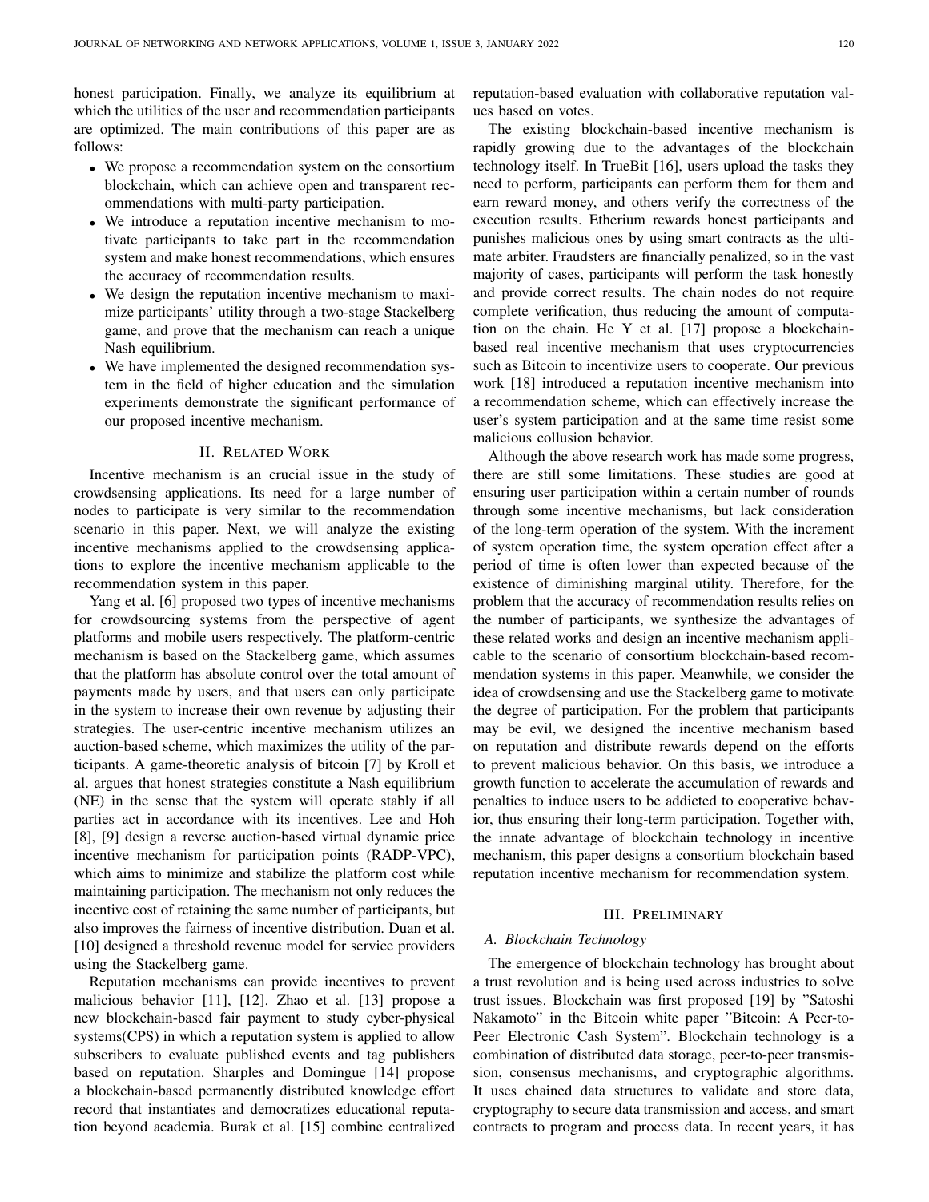honest participation. Finally, we analyze its equilibrium at which the utilities of the user and recommendation participants are optimized. The main contributions of this paper are as follows:

- We propose a recommendation system on the consortium blockchain, which can achieve open and transparent recommendations with multi-party participation.
- We introduce a reputation incentive mechanism to motivate participants to take part in the recommendation system and make honest recommendations, which ensures the accuracy of recommendation results.
- We design the reputation incentive mechanism to maximize participants' utility through a two-stage Stackelberg game, and prove that the mechanism can reach a unique Nash equilibrium.
- We have implemented the designed recommendation system in the field of higher education and the simulation experiments demonstrate the significant performance of our proposed incentive mechanism.

## II. Related Work

Incentive mechanism is an crucial issue in the study of crowdsensing applications. Its need for a large number of nodes to participate is very similar to the recommendation scenario in this paper. Next, we will analyze the existing incentive mechanisms applied to the crowdsensing applications to explore the incentive mechanism applicable to the recommendation system in this paper.

Yang et al. [6] proposed two types of incentive mechanisms for crowdsourcing systems from the perspective of agent platforms and mobile users respectively. The platform-centric mechanism is based on the Stackelberg game, which assumes that the platform has absolute control over the total amount of payments made by users, and that users can only participate in the system to increase their own revenue by adjusting their strategies. The user-centric incentive mechanism utilizes an auction-based scheme, which maximizes the utility of the participants. A game-theoretic analysis of bitcoin [7] by Kroll et al. argues that honest strategies constitute a Nash equilibrium (NE) in the sense that the system will operate stably if all parties act in accordance with its incentives. Lee and Hoh [8], [9] design a reverse auction-based virtual dynamic price incentive mechanism for participation points (RADP-VPC), which aims to minimize and stabilize the platform cost while maintaining participation. The mechanism not only reduces the incentive cost of retaining the same number of participants, but also improves the fairness of incentive distribution. Duan et al. [10] designed a threshold revenue model for service providers using the Stackelberg game.

Reputation mechanisms can provide incentives to prevent malicious behavior [11], [12]. Zhao et al. [13] propose a new blockchain-based fair payment to study cyber-physical systems(CPS) in which a reputation system is applied to allow subscribers to evaluate published events and tag publishers based on reputation. Sharples and Domingue [14] propose a blockchain-based permanently distributed knowledge effort record that instantiates and democratizes educational reputation beyond academia. Burak et al. [15] combine centralized reputation-based evaluation with collaborative reputation values based on votes.

The existing blockchain-based incentive mechanism is rapidly growing due to the advantages of the blockchain technology itself. In TrueBit [16], users upload the tasks they need to perform, participants can perform them for them and earn reward money, and others verify the correctness of the execution results. Etherium rewards honest participants and punishes malicious ones by using smart contracts as the ultimate arbiter. Fraudsters are financially penalized, so in the vast majority of cases, participants will perform the task honestly and provide correct results. The chain nodes do not require complete verification, thus reducing the amount of computation on the chain. He Y et al. [17] propose a blockchain-based real incentive mechanism that uses cryptocurrencies such as Bitcoin to incentivize users to cooperate. Our previous work [18] introduced a reputation incentive mechanism into a recommendation scheme, which can effectively increase the user's system participation and at the same time resist some malicious collusion behavior.

Although the above research work has made some progress, there are still some limitations. These studies are good at ensuring user participation within a certain number of rounds through some incentive mechanisms, but lack consideration of the long-term operation of the system. With the increment of system operation time, the system operation effect after a period of time is often lower than expected because of the existence of diminishing marginal utility. Therefore, for the problem that the accuracy of recommendation results relies on the number of participants, we synthesize the advantages of these related works and design an incentive mechanism applicable to the scenario of consortium blockchain-based recommendation systems in this paper. Meanwhile, we consider the idea of crowdsensing and use the Stackelberg game to motivate the degree of participation. For the problem that participants may be evil, we designed the incentive mechanism based on reputation and distribute rewards depend on the efforts to prevent malicious behavior. On this basis, we introduce a growth function to accelerate the accumulation of rewards and penalties to induce users to be addicted to cooperative behavior, thus ensuring their long-term participation. Together with, the innate advantage of blockchain technology in incentive mechanism, this paper designs a consortium blockchain based reputation incentive mechanism for recommendation system.

## III. Preliminary

### A. Blockchain Technology

The emergence of blockchain technology has brought about a trust revolution and is being used across industries to solve trust issues. Blockchain was first proposed [19] by "Satoshi Nakamoto" in the Bitcoin white paper "Bitcoin: A Peer-to-Peer Electronic Cash System". Blockchain technology is a combination of distributed data storage, peer-to-peer transmission, consensus mechanisms, and cryptographic algorithms. It uses chained data structures to validate and store data, cryptography to secure data transmission and access, and smart contracts to program and process data. In recent years, it has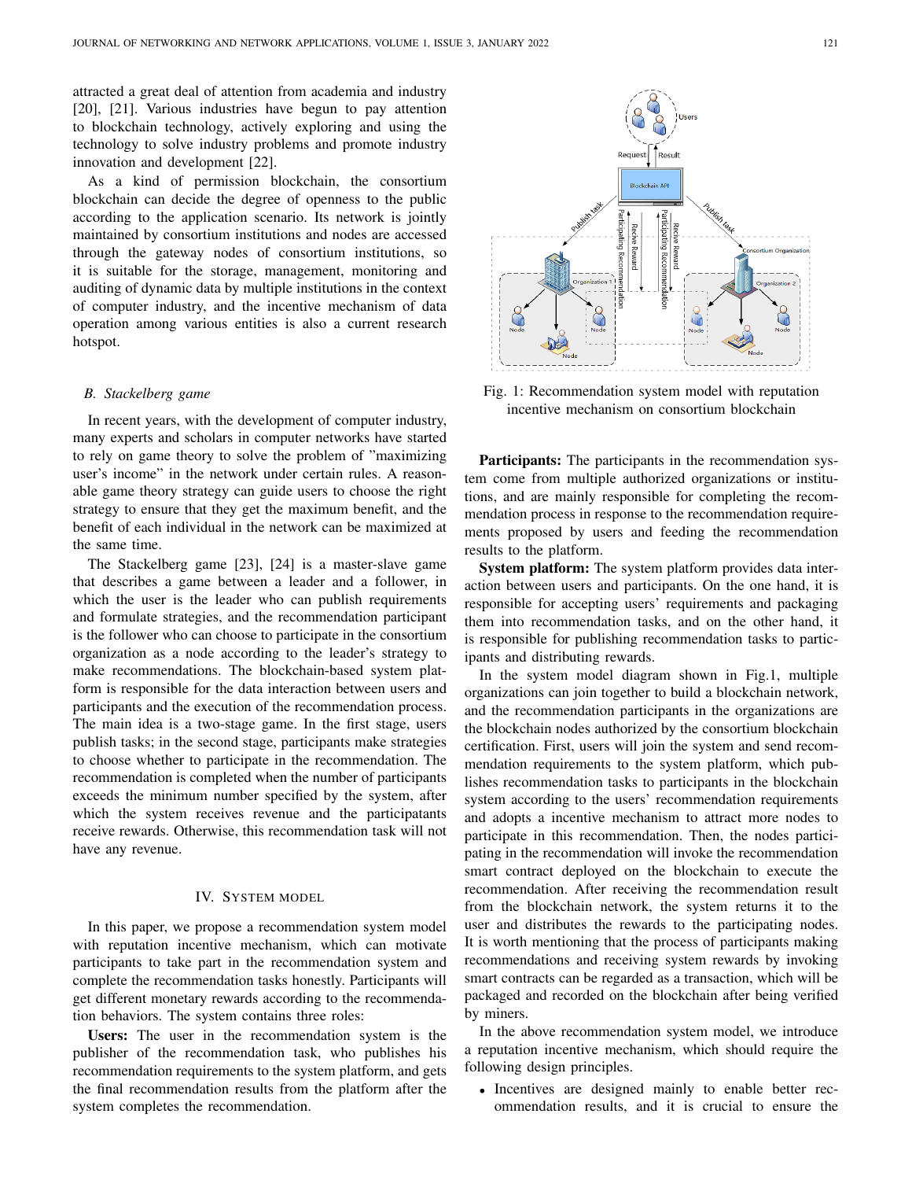attracted a great deal of attention from academia and industry [20], [21]. Various industries have begun to pay attention to blockchain technology, actively exploring and using the technology to solve industry problems and promote industry innovation and development [22].

As a kind of permission blockchain, the consortium blockchain can decide the degree of openness to the public according to the application scenario. Its network is jointly maintained by consortium institutions and nodes are accessed through the gateway nodes of consortium institutions, so it is suitable for the storage, management, monitoring and auditing of dynamic data by multiple institutions in the context of computer industry, and the incentive mechanism of data operation among various entities is also a current research hotspot.

### B. Stackelberg game

In recent years, with the development of computer industry, many experts and scholars in computer networks have started to rely on game theory to solve the problem of "maximizing user's income" in the network under certain rules. A reasonable game theory strategy can guide users to choose the right strategy to ensure that they get the maximum benefit, and the benefit of each individual in the network can be maximized at the same time.

The Stackelberg game [23], [24] is a master-slave game that describes a game between a leader and a follower, in which the user is the leader who can publish requirements and formulate strategies, and the recommendation participant is the follower who can choose to participate in the consortium organization as a node according to the leader's strategy to make recommendations. The blockchain-based system platform is responsible for the data interaction between users and participants and the execution of the recommendation process. The main idea is a two-stage game. In the first stage, users publish tasks; in the second stage, participants make strategies to choose whether to participate in the recommendation. The recommendation is completed when the number of participants exceeds the minimum number specified by the system, after which the system receives revenue and the participatants receive rewards. Otherwise, this recommendation task will not have any revenue.

## IV. System Model

In this paper, we propose a recommendation system model with reputation incentive mechanism, which can motivate participants to take part in the recommendation system and complete the recommendation tasks honestly. Participants will get different monetary rewards according to the recommendation behaviors. The system contains three roles:

**Users:** The user in the recommendation system is the publisher of the recommendation task, who publishes his recommendation requirements to the system platform, and gets the final recommendation results from the platform after the system completes the recommendation.

Fig. 1: Recommendation system model with reputation incentive mechanism on consortium blockchain

**Participants:** The participants in the recommendation system come from multiple authorized organizations or institutions, and are mainly responsible for completing the recommendation process in response to the recommendation requirements proposed by users and feeding the recommendation results to the platform.

**System platform:** The system platform provides data interaction between users and participants. On the one hand, it is responsible for accepting users' requirements and packaging them into recommendation tasks, and on the other hand, it is responsible for publishing recommendation tasks to participants and distributing rewards.

In the system model diagram shown in Fig.1, multiple organizations can join together to build a blockchain network, and the recommendation participants in the organizations are the blockchain nodes authorized by the consortium blockchain certification. First, users will join the system and send recommendation requirements to the system platform, which publishes recommendation tasks to participants in the blockchain system according to the users' recommendation requirements and adopts a incentive mechanism to attract more nodes to participate in this recommendation. Then, the nodes participating in the recommendation will invoke the recommendation smart contract deployed on the blockchain to execute the recommendation. After receiving the recommendation result from the blockchain network, the system returns it to the user and distributes the rewards to the participating nodes. It is worth mentioning that the process of participants making recommendations and receiving system rewards by invoking smart contracts can be regarded as a transaction, which will be packaged and recorded on the blockchain after being verified by miners.

In the above recommendation system model, we introduce a reputation incentive mechanism, which should require the following design principles.

- Incentives are designed mainly to enable better recommendation results, and it is crucial to ensure the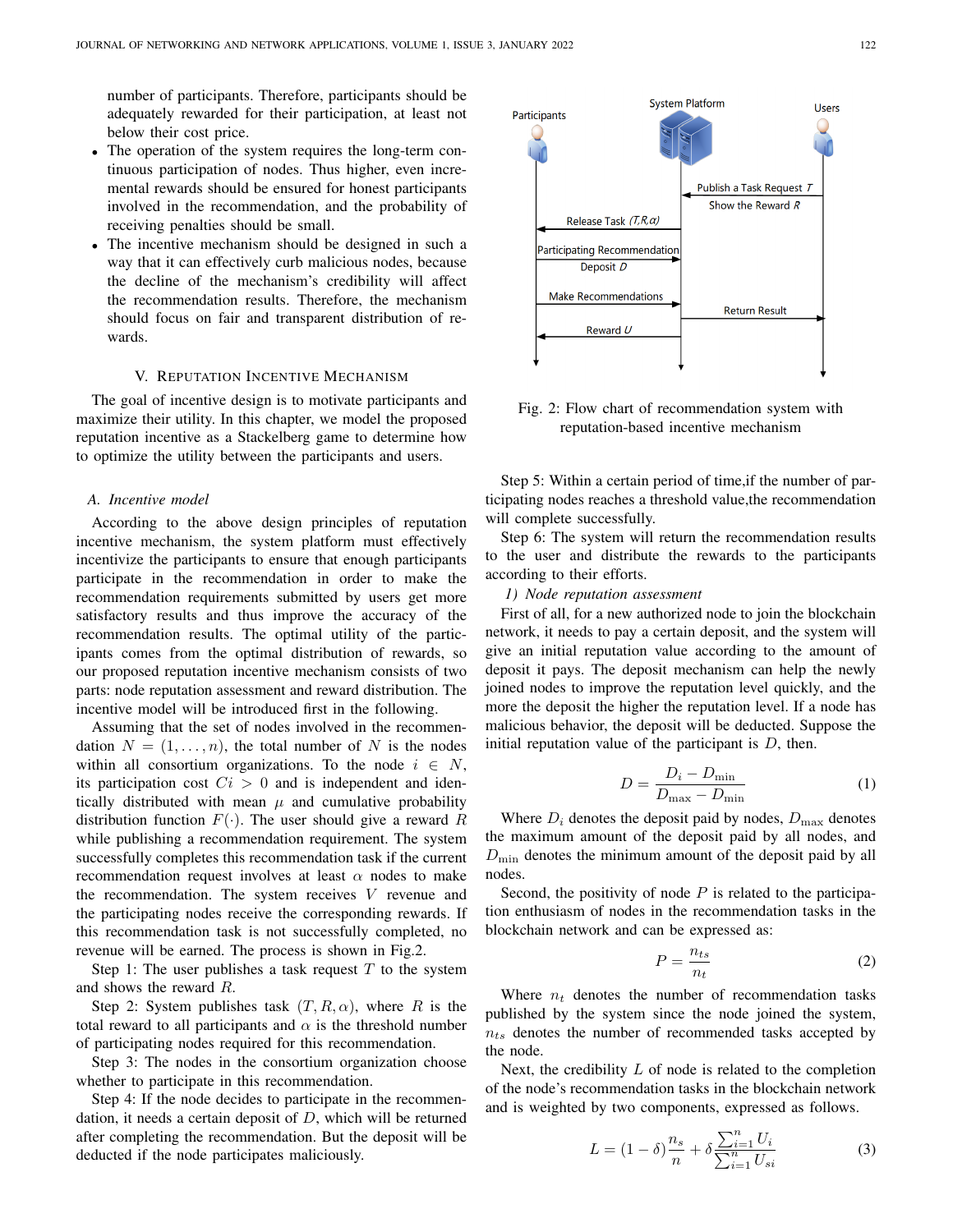number of participants. Therefore, participants should be adequately rewarded for their participation, at least not below their cost price.

- The operation of the system requires the long-term continuous participation of nodes. Thus higher, even incremental rewards should be ensured for honest participants involved in the recommendation, and the probability of receiving penalties should be small.
- The incentive mechanism should be designed in such a way that it can effectively curb malicious nodes, because the decline of the mechanism's credibility will affect the recommendation results. Therefore, the mechanism should focus on fair and transparent distribution of rewards.

## V. Reputation Incentive Mechanism

The goal of incentive design is to motivate participants and maximize their utility. In this chapter, we model the proposed reputation incentive as a Stackelberg game to determine how to optimize the utility between the participants and users.

### A. Incentive model

According to the above design principles of reputation incentive mechanism, the system platform must effectively incentivize the participants to ensure that enough participants participate in the recommendation in order to make the recommendation requirements submitted by users get more satisfactory results and thus improve the accuracy of the recommendation results. The optimal utility of the participants comes from the optimal distribution of rewards, so our proposed reputation incentive mechanism consists of two parts: node reputation assessment and reward distribution. The incentive model will be introduced first in the following.

Assuming that the set of nodes involved in the recommendation $N = (1, \ldots, n)$, the total number of $N$ is the nodes within all consortium organizations. To the node $i \in N$, its participation cost $Ci > 0$ and is independent and identically distributed with mean $\mu$ and cumulative probability distribution function $F(\cdot)$. The user should give a reward $R$ while publishing a recommendation requirement. The system successfully completes this recommendation task if the current recommendation request involves at least $\alpha$ nodes to make the recommendation. The system receives $V$ revenue and the participating nodes receive the corresponding rewards. If this recommendation task is not successfully completed, no revenue will be earned. The process is shown in Fig.2.

Step 1: The user publishes a task request $T$ to the system and shows the reward $R$.

Step 2: System publishes task $(T, R, \alpha)$, where $R$ is the total reward to all participants and $\alpha$ is the threshold number of participating nodes required for this recommendation.

Step 3: The nodes in the consortium organization choose whether to participate in this recommendation.

Step 4: If the node decides to participate in the recommendation, it needs a certain deposit of $D$, which will be returned after completing the recommendation. But the deposit will be deducted if the node participates maliciously.

Fig. 2: Flow chart of recommendation system with reputation-based incentive mechanism

Step 5: Within a certain period of time,if the number of participating nodes reaches a threshold value,the recommendation will complete successfully.

Step 6: The system will return the recommendation results to the user and distribute the rewards to the participants according to their efforts.

#### 1) Node reputation assessment

First of all, for a new authorized node to join the blockchain network, it needs to pay a certain deposit, and the system will give an initial reputation value according to the amount of deposit it pays. The deposit mechanism can help the newly joined nodes to improve the reputation level quickly, and the more the deposit the higher the reputation level. If a node has malicious behavior, the deposit will be deducted. Suppose the initial reputation value of the participant is $D$, then.

$$D = \frac{D_i - D_{\min}}{D_{\max} - D_{\min}} \tag{1}$$

Where $D_i$ denotes the deposit paid by nodes, $D_{\max}$ denotes the maximum amount of the deposit paid by all nodes, and $D_{\min}$ denotes the minimum amount of the deposit paid by all nodes.

Second, the positivity of node $P$ is related to the participation enthusiasm of nodes in the recommendation tasks in the blockchain network and can be expressed as:

$$P = \frac{n_{ts}}{n_t} \tag{2}$$

Where $n_t$ denotes the number of recommendation tasks published by the system since the node joined the system, $n_{ts}$ denotes the number of recommended tasks accepted by the node.

Next, the credibility $L$ of node is related to the completion of the node's recommendation tasks in the blockchain network and is weighted by two components, expressed as follows.

$$L = (1 - \delta)\frac{n_s}{n} + \delta \frac{\sum_{i=1}^{n} U_i}{\sum_{i=1}^{n} U_{si}} \tag{3}$$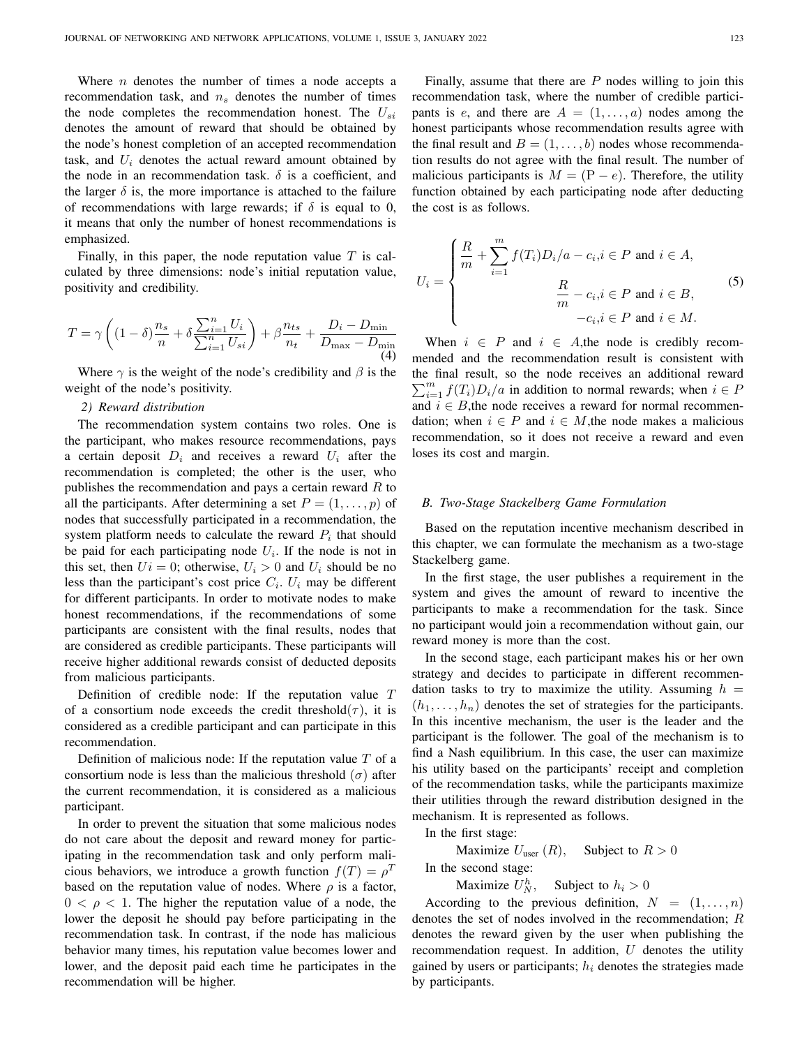Where $n$ denotes the number of times a node accepts a recommendation task, and $n_s$ denotes the number of times the node completes the recommendation honest. The $U_{si}$ denotes the amount of reward that should be obtained by the node's honest completion of an accepted recommendation task, and $U_i$ denotes the actual reward amount obtained by the node in an recommendation task. $\delta$ is a coefficient, and the larger $\delta$ is, the more importance is attached to the failure of recommendations with large rewards; if $\delta$ is equal to 0, it means that only the number of honest recommendations is emphasized.

Finally, in this paper, the node reputation value $T$ is calculated by three dimensions: node's initial reputation value, positivity and credibility.

$$T = \gamma\left((1-\delta)\frac{n_s}{n} + \delta\frac{\sum_{i=1}^{n} U_i}{\sum_{i=1}^{n} U_{si}}\right) + \beta\frac{n_{ts}}{n_t} + \frac{D_i - D_{\min}}{D_{\max} - D_{\min}} \tag{4}$$

Where $\gamma$ is the weight of the node's credibility and $\beta$ is the weight of the node's positivity.

*2) Reward distribution*

The recommendation system contains two roles. One is the participant, who makes resource recommendations, pays a certain deposit $D_i$ and receives a reward $U_i$ after the recommendation is completed; the other is the user, who publishes the recommendation and pays a certain reward $R$ to all the participants. After determining a set $P = (1, \ldots, p)$ of nodes that successfully participated in a recommendation, the system platform needs to calculate the reward $P_i$ that should be paid for each participating node $U_i$. If the node is not in this set, then $Ui = 0$; otherwise, $U_i > 0$ and $U_i$ should be no less than the participant's cost price $C_i$. $U_i$ may be different for different participants. In order to motivate nodes to make honest recommendations, if the recommendations of some participants are consistent with the final results, nodes that are considered as credible participants. These participants will receive higher additional rewards consist of deducted deposits from malicious participants.

Definition of credible node: If the reputation value $T$ of a consortium node exceeds the credit threshold($\tau$), it is considered as a credible participant and can participate in this recommendation.

Definition of malicious node: If the reputation value $T$ of a consortium node is less than the malicious threshold ($\sigma$) after the current recommendation, it is considered as a malicious participant.

In order to prevent the situation that some malicious nodes do not care about the deposit and reward money for participating in the recommendation task and only perform malicious behaviors, we introduce a growth function $f(T) = \rho^T$ based on the reputation value of nodes. Where $\rho$ is a factor, $0 < \rho < 1$. The higher the reputation value of a node, the lower the deposit he should pay before participating in the recommendation task. In contrast, if the node has malicious behavior many times, his reputation value becomes lower and lower, and the deposit paid each time he participates in the recommendation will be higher.

Finally, assume that there are $P$ nodes willing to join this recommendation task, where the number of credible participants is $e$, and there are $A = (1, \ldots, a)$ nodes among the honest participants whose recommendation results agree with the final result and $B = (1, \ldots, b)$ nodes whose recommendation results do not agree with the final result. The number of malicious participants is $M = (\mathrm{P} - e)$. Therefore, the utility function obtained by each participating node after deducting the cost is as follows.

$$U_i = \begin{cases} \dfrac{R}{m} + \displaystyle\sum_{i=1}^{m} f(T_i)D_i/a - c_i, i \in P \text{ and } i \in A, \\ \dfrac{R}{m} - c_i, i \in P \text{ and } i \in B, \\ -c_i, i \in P \text{ and } i \in M. \end{cases} \tag{5}$$

When $i \in P$ and $i \in A$,the node is credibly recommended and the recommendation result is consistent with the final result, so the node receives an additional reward $\sum_{i=1}^{m} f(T_i)D_i/a$ in addition to normal rewards; when $i \in P$ and $i \in B$,the node receives a reward for normal recommendation; when $i \in P$ and $i \in M$,the node makes a malicious recommendation, so it does not receive a reward and even loses its cost and margin.

### *B. Two-Stage Stackelberg Game Formulation*

Based on the reputation incentive mechanism described in this chapter, we can formulate the mechanism as a two-stage Stackelberg game.

In the first stage, the user publishes a requirement in the system and gives the amount of reward to incentive the participants to make a recommendation for the task. Since no participant would join a recommendation without gain, our reward money is more than the cost.

In the second stage, each participant makes his or her own strategy and decides to participate in different recommendation tasks to try to maximize the utility. Assuming $h = (h_1, \ldots, h_n)$ denotes the set of strategies for the participants. In this incentive mechanism, the user is the leader and the participant is the follower. The goal of the mechanism is to find a Nash equilibrium. In this case, the user can maximize his utility based on the participants' receipt and completion of the recommendation tasks, while the participants maximize their utilities through the reward distribution designed in the mechanism. It is represented as follows.

In the first stage:

Maximize $U_{\text{user}}(R)$, Subject to $R > 0$

In the second stage:

Maximize $U_N^h$, Subject to $h_i > 0$

According to the previous definition, $N = (1, \ldots, n)$ denotes the set of nodes involved in the recommendation; $R$ denotes the reward given by the user when publishing the recommendation request. In addition, $U$ denotes the utility gained by users or participants; $h_i$ denotes the strategies made by participants.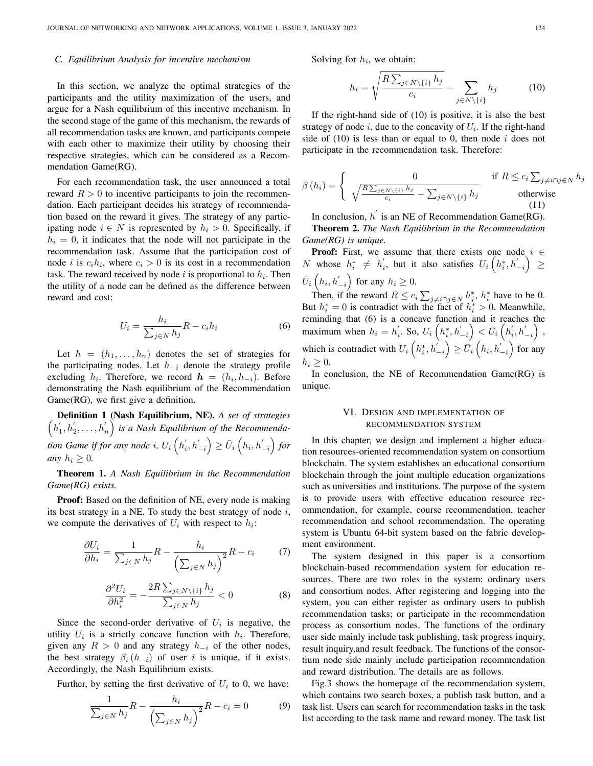### C. Equilibrium Analysis for incentive mechanism

In this section, we analyze the optimal strategies of the participants and the utility maximization of the users, and argue for a Nash equilibrium of this incentive mechanism. In the second stage of the game of this mechanism, the rewards of all recommendation tasks are known, and participants compete with each other to maximize their utility by choosing their respective strategies, which can be considered as a Recommendation Game(RG).

For each recommendation task, the user announced a total reward $R > 0$ to incentive participants to join the recommendation. Each participant decides his strategy of recommendation based on the reward it gives. The strategy of any participating node $i \in N$ is represented by $h_i > 0$. Specifically, if $h_i = 0$, it indicates that the node will not participate in the recommendation task. Assume that the participation cost of node $i$ is $c_i h_i$, where $c_i > 0$ is its cost in a recommendation task. The reward received by node $i$ is proportional to $h_i$. Then the utility of a node can be defined as the difference between reward and cost:

$$U_i = \frac{h_i}{\sum_{j \in N} h_j} R - c_i h_i \tag{6}$$

Let $h = (h_1, \ldots, h_n)$ denotes the set of strategies for the participating nodes. Let $h_{-i}$ denote the strategy profile excluding $h_i$. Therefore, we record $\boldsymbol{h} = (h_i, h_{-i})$. Before demonstrating the Nash equilibrium of the Recommendation Game(RG), we first give a definition.

**Definition 1 (Nash Equilibrium, NE).** *A set of strategies $\left(h_1^{'}, h_2^{'}, \ldots, h_n^{'}\right)$ is a Nash Equilibrium of the Recommendation Game if for any node $i$, $U_i\left(h_i^{'}, h_{-i}^{'}\right) \geq \bar{U}_i\left(h_i, h_{-i}^{'}\right)$ for any $h_i \geq 0$.*

**Theorem 1.** *A Nash Equilibrium in the Recommendation Game(RG) exists.*

**Proof:** Based on the definition of NE, every node is making its best strategy in a NE. To study the best strategy of node $i$, we compute the derivatives of $U_i$ with respect to $h_i$:

$$\frac{\partial U_i}{\partial h_i} = \frac{1}{\sum_{j \in N} h_j} R - \frac{h_i}{\left(\sum_{j \in N} h_j\right)^2} R - c_i \tag{7}$$

$$\frac{\partial^2 U_i}{\partial h_i^2} = -\frac{2R \sum_{j \in N \setminus \{i\}} h_j}{\sum_{j \in N} h_j} < 0 \tag{8}$$

Since the second-order derivative of $U_i$ is negative, the utility $U_i$ is a strictly concave function with $h_i$. Therefore, given any $R > 0$ and any strategy $h_{-i}$ of the other nodes, the best strategy $\beta_i(h_{-i})$ of user $i$ is unique, if it exists. Accordingly, the Nash Equilibrium exists.

Further, by setting the first derivative of $U_i$ to 0, we have:

$$\frac{1}{\sum_{j \in N} h_j} R - \frac{h_i}{\left(\sum_{j \in N} h_j\right)^2} R - c_i = 0 \tag{9}$$

Solving for $h_i$, we obtain:

$$h_i = \sqrt{\frac{R \sum_{j \in N \setminus \{i\}} h_j}{c_i}} - \sum_{j \in N \setminus \{i\}} h_j \tag{10}$$

If the right-hand side of (10) is positive, it is also the best strategy of node $i$, due to the concavity of $U_i$. If the right-hand side of (10) is less than or equal to 0, then node $i$ does not participate in the recommendation task. Therefore:

$$\beta(h_i) = \begin{cases} 0 & \text{if } R \leq c_i \sum_{j \neq i \cap j \in N} h_j \\ \sqrt{\frac{R \sum_{j \in N \setminus \{i\}} h_j}{c_i}} - \sum_{j \in N \setminus \{i\}} h_j & \text{otherwise} \end{cases} \tag{11}$$

In conclusion, $h^{'}$ is an NE of Recommendation Game(RG).

**Theorem 2.** *The Nash Equilibrium in the Recommendation Game(RG) is unique.*

**Proof:** First, we assume that there exists one node $i \in N$ whose $h_i^* \neq h_i^{'}$, but it also satisfies $U_i\left(h_i^*, h_{-i}^{'}\right) \geq \bar{U}_i\left(h_i, h_{-i}^{'}\right)$ for any $h_i \geq 0$.

Then, if the reward $R \leq c_i \sum_{j \neq i \cap j \in N} h_j^*$, $h_i^*$ have to be 0. But $h_i^* = 0$ is contradict with the fact of $h_i^* > 0$. Meanwhile, reminding that (6) is a concave function and it reaches the maximum when $h_i = h_i^{'}$. So, $U_i\left(h_i^*, h_{-i}^{'}\right) < \bar{U}_i\left(h_i^{'}, h_{-i}^{'}\right)$, which is contradict with $U_i\left(h_i^*, h_{-i}^{'}\right) \geq \bar{U}_i\left(h_i, h_{-i}^{'}\right)$ for any $h_i \geq 0$.

In conclusion, the NE of Recommendation Game(RG) is unique.

## VI. Design and Implementation of Recommendation System

In this chapter, we design and implement a higher education resources-oriented recommendation system on consortium blockchain. The system establishes an educational consortium blockchain through the joint multiple education organizations such as universities and institutions. The purpose of the system is to provide users with effective education resource recommendation, for example, course recommendation, teacher recommendation and school recommendation. The operating system is Ubuntu 64-bit system based on the fabric development environment.

The system designed in this paper is a consortium blockchain-based recommendation system for education resources. There are two roles in the system: ordinary users and consortium nodes. After registering and logging into the system, you can either register as ordinary users to publish recommendation tasks; or participate in the recommendation process as consortium nodes. The functions of the ordinary user side mainly include task publishing, task progress inquiry, result inquiry,and result feedback. The functions of the consortium node side mainly include participation recommendation and reward distribution. The details are as follows.

Fig.3 shows the homepage of the recommendation system, which contains two search boxes, a publish task button, and a task list. Users can search for recommendation tasks in the task list according to the task name and reward money. The task list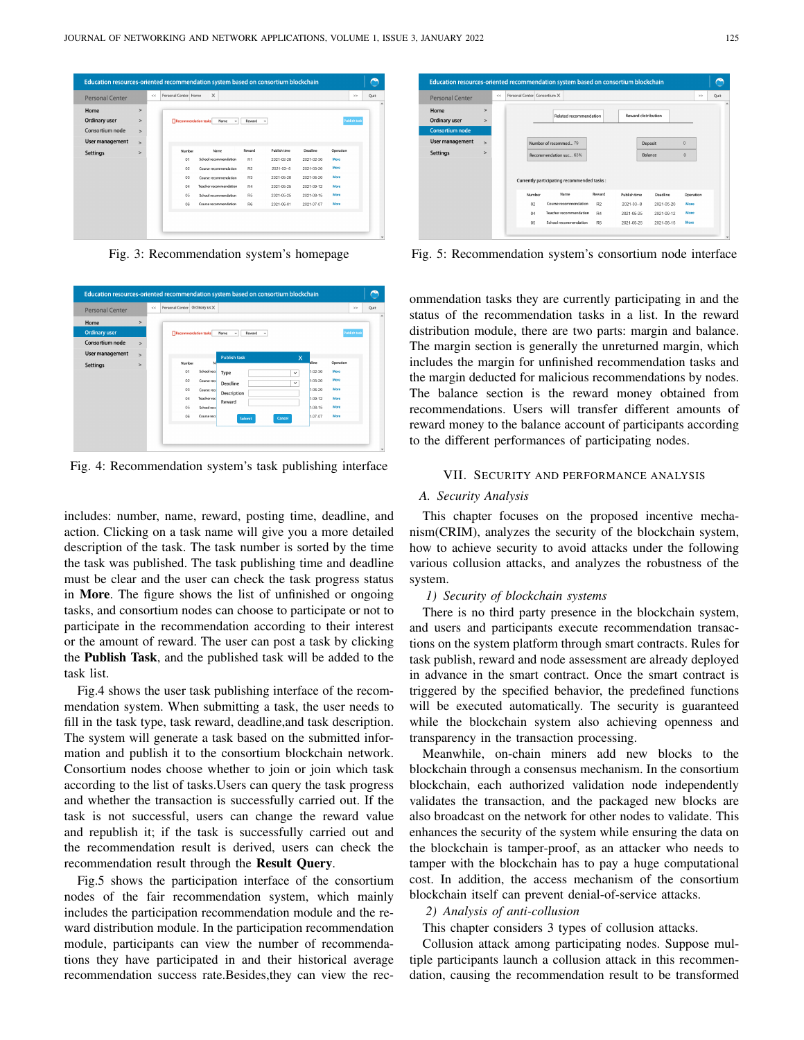Fig. 3: Recommendation system's homepage

Fig. 4: Recommendation system's task publishing interface

includes: number, name, reward, posting time, deadline, and action. Clicking on a task name will give you a more detailed description of the task. The task number is sorted by the time the task was published. The task publishing time and deadline must be clear and the user can check the task progress status in **More**. The figure shows the list of unfinished or ongoing tasks, and consortium nodes can choose to participate or not to participate in the recommendation according to their interest or the amount of reward. The user can post a task by clicking the **Publish Task**, and the published task will be added to the task list.

Fig.4 shows the user task publishing interface of the recommendation system. When submitting a task, the user needs to fill in the task type, task reward, deadline,and task description. The system will generate a task based on the submitted information and publish it to the consortium blockchain network. Consortium nodes choose whether to join or join which task according to the list of tasks.Users can query the task progress and whether the transaction is successfully carried out. If the task is not successful, users can change the reward value and republish it; if the task is successfully carried out and the recommendation result is derived, users can check the recommendation result through the **Result Query**.

Fig.5 shows the participation interface of the consortium nodes of the fair recommendation system, which mainly includes the participation recommendation module and the reward distribution module. In the participation recommendation module, participants can view the number of recommendations they have participated in and their historical average recommendation success rate.Besides,they can view the recommendation tasks they are currently participating in and the status of the recommendation tasks in a list. In the reward distribution module, there are two parts: margin and balance. The margin section is generally the unreturned margin, which includes the margin for unfinished recommendation tasks and the margin deducted for malicious recommendations by nodes. The balance section is the reward money obtained from recommendations. Users will transfer different amounts of reward money to the balance account of participants according to the different performances of participating nodes.

Fig. 5: Recommendation system's consortium node interface

## VII. Security and Performance Analysis

### A. Security Analysis

This chapter focuses on the proposed incentive mechanism(CRIM), analyzes the security of the blockchain system, how to achieve security to avoid attacks under the following various collusion attacks, and analyzes the robustness of the system.

#### 1) Security of blockchain systems

There is no third party presence in the blockchain system, and users and participants execute recommendation transactions on the system platform through smart contracts. Rules for task publish, reward and node assessment are already deployed in advance in the smart contract. Once the smart contract is triggered by the specified behavior, the predefined functions will be executed automatically. The security is guaranteed while the blockchain system also achieving openness and transparency in the transaction processing.

Meanwhile, on-chain miners add new blocks to the blockchain through a consensus mechanism. In the consortium blockchain, each authorized validation node independently validates the transaction, and the packaged new blocks are also broadcast on the network for other nodes to validate. This enhances the security of the system while ensuring the data on the blockchain is tamper-proof, as an attacker who needs to tamper with the blockchain has to pay a huge computational cost. In addition, the access mechanism of the consortium blockchain itself can prevent denial-of-service attacks.

#### 2) Analysis of anti-collusion

This chapter considers 3 types of collusion attacks.

Collusion attack among participating nodes. Suppose multiple participants launch a collusion attack in this recommendation, causing the recommendation result to be transformed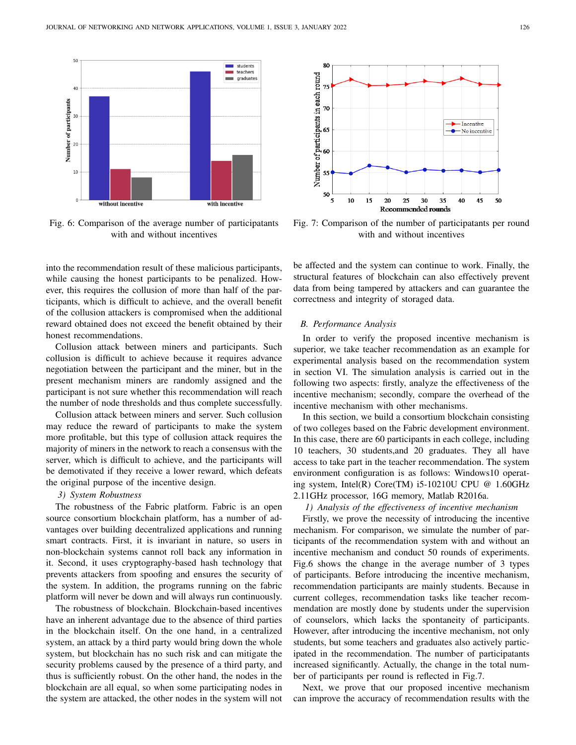Fig. 6: Comparison of the average number of participatants with and without incentives

Fig. 7: Comparison of the number of participatants per round with and without incentives

into the recommendation result of these malicious participants, while causing the honest participants to be penalized. However, this requires the collusion of more than half of the participants, which is difficult to achieve, and the overall benefit of the collusion attackers is compromised when the additional reward obtained does not exceed the benefit obtained by their honest recommendations.

Collusion attack between miners and participants. Such collusion is difficult to achieve because it requires advance negotiation between the participant and the miner, but in the present mechanism miners are randomly assigned and the participant is not sure whether this recommendation will reach the number of node thresholds and thus complete successfully.

Collusion attack between miners and server. Such collusion may reduce the reward of participants to make the system more profitable, but this type of collusion attack requires the majority of miners in the network to reach a consensus with the server, which is difficult to achieve, and the participants will be demotivated if they receive a lower reward, which defeats the original purpose of the incentive design.

#### *3) System Robustness*

The robustness of the Fabric platform. Fabric is an open source consortium blockchain platform, has a number of advantages over building decentralized applications and running smart contracts. First, it is invariant in nature, so users in non-blockchain systems cannot roll back any information in it. Second, it uses cryptography-based hash technology that prevents attackers from spoofing and ensures the security of the system. In addition, the programs running on the fabric platform will never be down and will always run continuously.

The robustness of blockchain. Blockchain-based incentives have an inherent advantage due to the absence of third parties in the blockchain itself. On the one hand, in a centralized system, an attack by a third party would bring down the whole system, but blockchain has no such risk and can mitigate the security problems caused by the presence of a third party, and thus is sufficiently robust. On the other hand, the nodes in the blockchain are all equal, so when some participating nodes in the system are attacked, the other nodes in the system will not be affected and the system can continue to work. Finally, the structural features of blockchain can also effectively prevent data from being tampered by attackers and can guarantee the correctness and integrity of storaged data.

### *B. Performance Analysis*

In order to verify the proposed incentive mechanism is superior, we take teacher recommendation as an example for experimental analysis based on the recommendation system in section VI. The simulation analysis is carried out in the following two aspects: firstly, analyze the effectiveness of the incentive mechanism; secondly, compare the overhead of the incentive mechanism with other mechanisms.

In this section, we build a consortium blockchain consisting of two colleges based on the Fabric development environment. In this case, there are 60 participants in each college, including 10 teachers, 30 students,and 20 graduates. They all have access to take part in the teacher recommendation. The system environment configuration is as follows: Windows10 operating system, Intel(R) Core(TM) i5-10210U CPU @ 1.60GHz 2.11GHz processor, 16G memory, Matlab R2016a.

#### *1) Analysis of the effectiveness of incentive mechanism*

Firstly, we prove the necessity of introducing the incentive mechanism. For comparison, we simulate the number of participants of the recommendation system with and without an incentive mechanism and conduct 50 rounds of experiments. Fig.6 shows the change in the average number of 3 types of participants. Before introducing the incentive mechanism, recommendation participants are mainly students. Because in current colleges, recommendation tasks like teacher recommendation are mostly done by students under the supervision of counselors, which lacks the spontaneity of participants. However, after introducing the incentive mechanism, not only students, but some teachers and graduates also actively participated in the recommendation. The number of participatants increased significantly. Actually, the change in the total number of participants per round is reflected in Fig.7.

Next, we prove that our proposed incentive mechanism can improve the accuracy of recommendation results with the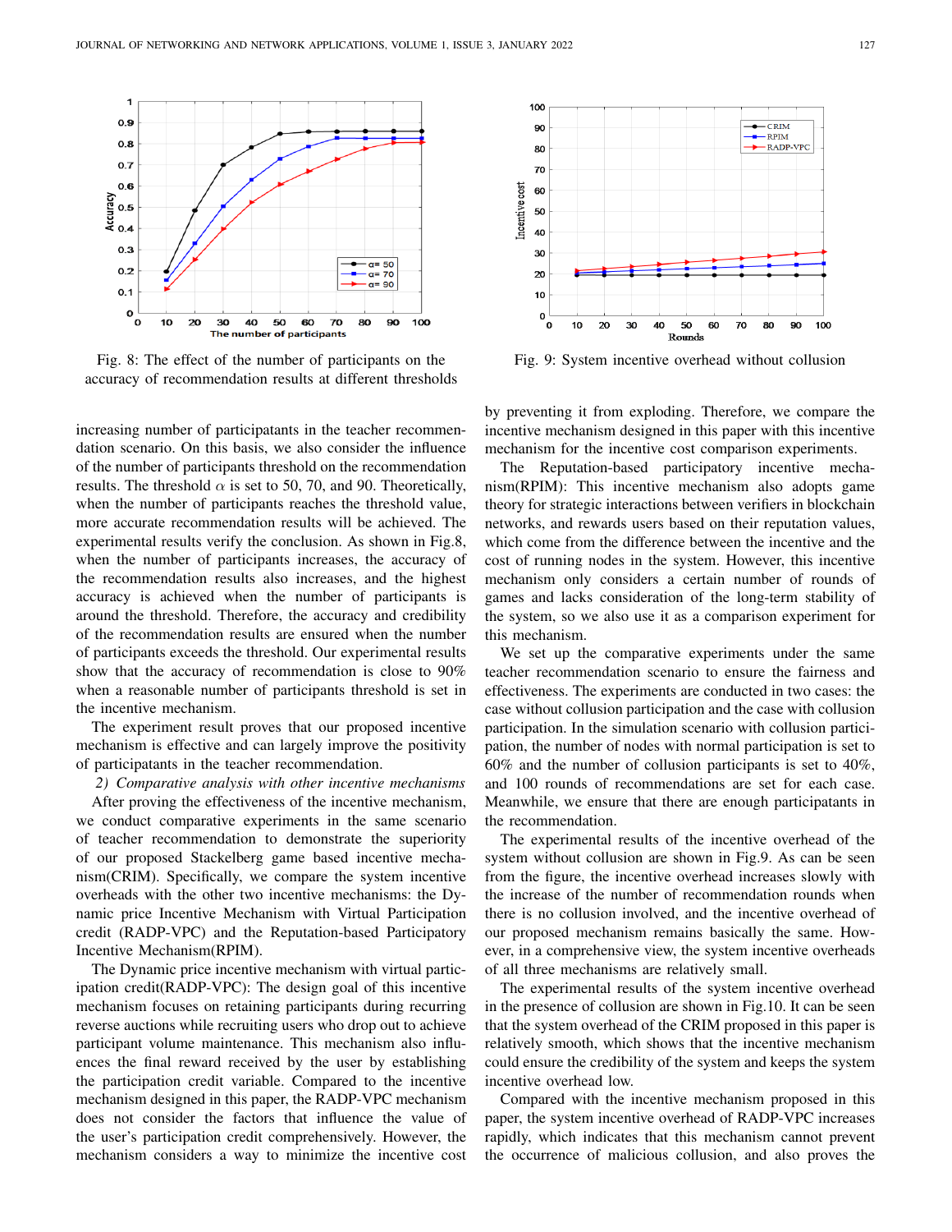Fig. 8: The effect of the number of participants on the accuracy of recommendation results at different thresholds

Fig. 9: System incentive overhead without collusion

increasing number of participatants in the teacher recommendation scenario. On this basis, we also consider the influence of the number of participants threshold on the recommendation results. The threshold $\alpha$ is set to 50, 70, and 90. Theoretically, when the number of participants reaches the threshold value, more accurate recommendation results will be achieved. The experimental results verify the conclusion. As shown in Fig.8, when the number of participants increases, the accuracy of the recommendation results also increases, and the highest accuracy is achieved when the number of participants is around the threshold. Therefore, the accuracy and credibility of the recommendation results are ensured when the number of participants exceeds the threshold. Our experimental results show that the accuracy of recommendation is close to 90% when a reasonable number of participants threshold is set in the incentive mechanism.

The experiment result proves that our proposed incentive mechanism is effective and can largely improve the positivity of participatants in the teacher recommendation.

*2) Comparative analysis with other incentive mechanisms*

After proving the effectiveness of the incentive mechanism, we conduct comparative experiments in the same scenario of teacher recommendation to demonstrate the superiority of our proposed Stackelberg game based incentive mechanism(CRIM). Specifically, we compare the system incentive overheads with the other two incentive mechanisms: the Dynamic price Incentive Mechanism with Virtual Participation credit (RADP-VPC) and the Reputation-based Participatory Incentive Mechanism(RPIM).

The Dynamic price incentive mechanism with virtual participation credit(RADP-VPC): The design goal of this incentive mechanism focuses on retaining participants during recurring reverse auctions while recruiting users who drop out to achieve participant volume maintenance. This mechanism also influences the final reward received by the user by establishing the participation credit variable. Compared to the incentive mechanism designed in this paper, the RADP-VPC mechanism does not consider the factors that influence the value of the user's participation credit comprehensively. However, the mechanism considers a way to minimize the incentive cost by preventing it from exploding. Therefore, we compare the incentive mechanism designed in this paper with this incentive mechanism for the incentive cost comparison experiments.

The Reputation-based participatory incentive mechanism(RPIM): This incentive mechanism also adopts game theory for strategic interactions between verifiers in blockchain networks, and rewards users based on their reputation values, which come from the difference between the incentive and the cost of running nodes in the system. However, this incentive mechanism only considers a certain number of rounds of games and lacks consideration of the long-term stability of the system, so we also use it as a comparison experiment for this mechanism.

We set up the comparative experiments under the same teacher recommendation scenario to ensure the fairness and effectiveness. The experiments are conducted in two cases: the case without collusion participation and the case with collusion participation. In the simulation scenario with collusion participation, the number of nodes with normal participation is set to 60% and the number of collusion participants is set to 40%, and 100 rounds of recommendations are set for each case. Meanwhile, we ensure that there are enough participatants in the recommendation.

The experimental results of the incentive overhead of the system without collusion are shown in Fig.9. As can be seen from the figure, the incentive overhead increases slowly with the increase of the number of recommendation rounds when there is no collusion involved, and the incentive overhead of our proposed mechanism remains basically the same. However, in a comprehensive view, the system incentive overheads of all three mechanisms are relatively small.

The experimental results of the system incentive overhead in the presence of collusion are shown in Fig.10. It can be seen that the system overhead of the CRIM proposed in this paper is relatively smooth, which shows that the incentive mechanism could ensure the credibility of the system and keeps the system incentive overhead low.

Compared with the incentive mechanism proposed in this paper, the system incentive overhead of RADP-VPC increases rapidly, which indicates that this mechanism cannot prevent the occurrence of malicious collusion, and also proves the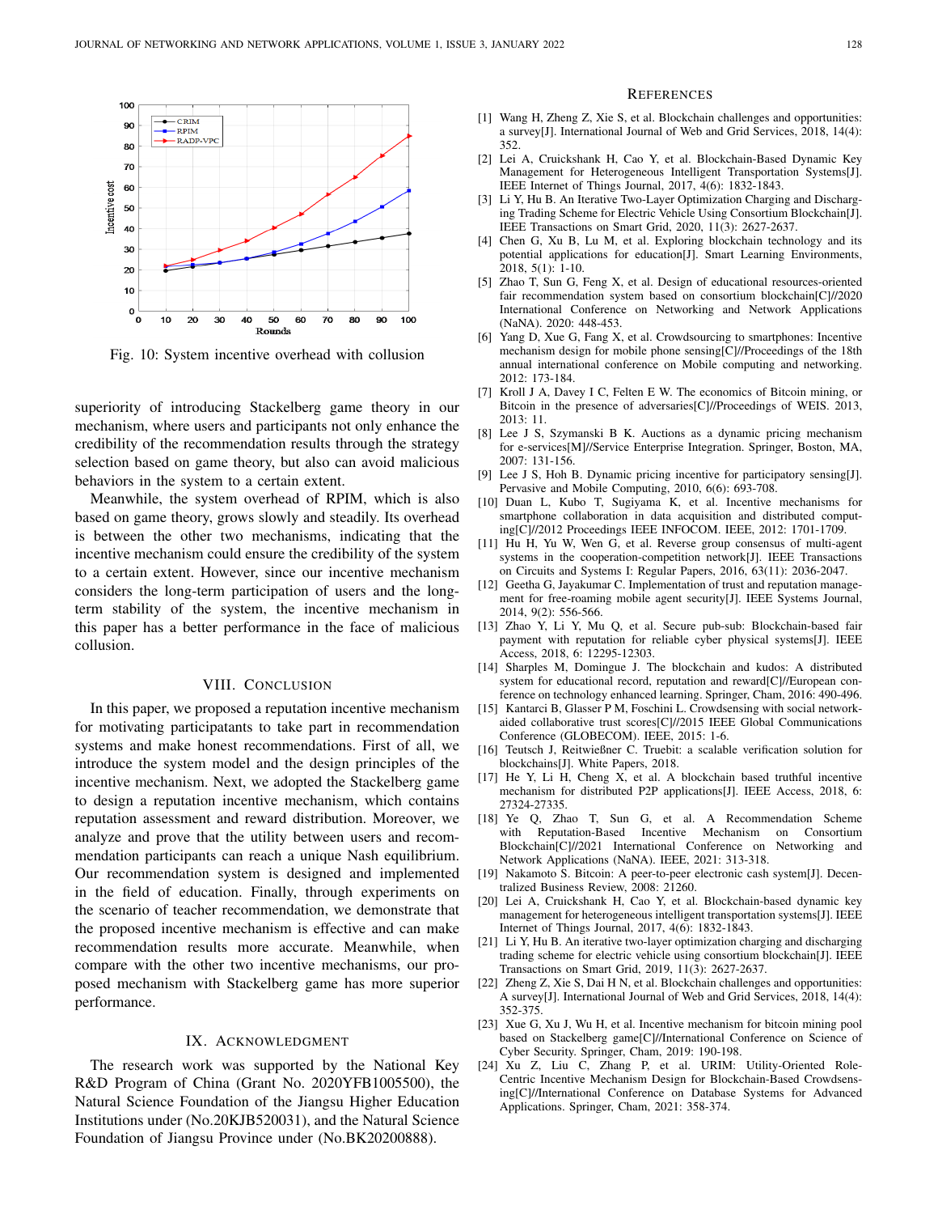100
90
80
70
60
50
40
30
20
10
0
Incentive cost
0 10 20 30 40 50 60 70 80 90 100
Rounds
CRIM
RPIM
RADP-VPC

Fig. 10: System incentive overhead with collusion

superiority of introducing Stackelberg game theory in our mechanism, where users and participants not only enhance the credibility of the recommendation results through the strategy selection based on game theory, but also can avoid malicious behaviors in the system to a certain extent.

Meanwhile, the system overhead of RPIM, which is also based on game theory, grows slowly and steadily. Its overhead is between the other two mechanisms, indicating that the incentive mechanism could ensure the credibility of the system to a certain extent. However, since our incentive mechanism considers the long-term participation of users and the long-term stability of the system, the incentive mechanism in this paper has a better performance in the face of malicious collusion.

## VIII. Conclusion

In this paper, we proposed a reputation incentive mechanism for motivating participatants to take part in recommendation systems and make honest recommendations. First of all, we introduce the system model and the design principles of the incentive mechanism. Next, we adopted the Stackelberg game to design a reputation incentive mechanism, which contains reputation assessment and reward distribution. Moreover, we analyze and prove that the utility between users and recommendation participants can reach a unique Nash equilibrium. Our recommendation system is designed and implemented in the field of education. Finally, through experiments on the scenario of teacher recommendation, we demonstrate that the proposed incentive mechanism is effective and can make recommendation results more accurate. Meanwhile, when compare with the other two incentive mechanisms, our proposed mechanism with Stackelberg game has more superior performance.

## IX. Acknowledgment

The research work was supported by the National Key R&D Program of China (Grant No. 2020YFB1005500), the Natural Science Foundation of the Jiangsu Higher Education Institutions under (No.20KJB520031), and the Natural Science Foundation of Jiangsu Province under (No.BK20200888).

## References

[1] Wang H, Zheng Z, Xie S, et al. Blockchain challenges and opportunities: a survey[J]. International Journal of Web and Grid Services, 2018, 14(4): 352.

[2] Lei A, Cruickshank H, Cao Y, et al. Blockchain-Based Dynamic Key Management for Heterogeneous Intelligent Transportation Systems[J]. IEEE Internet of Things Journal, 2017, 4(6): 1832-1843.

[3] Li Y, Hu B. An Iterative Two-Layer Optimization Charging and Discharging Trading Scheme for Electric Vehicle Using Consortium Blockchain[J]. IEEE Transactions on Smart Grid, 2020, 11(3): 2627-2637.

[4] Chen G, Xu B, Lu M, et al. Exploring blockchain technology and its potential applications for education[J]. Smart Learning Environments, 2018, 5(1): 1-10.

[5] Zhao T, Sun G, Feng X, et al. Design of educational resources-oriented fair recommendation system based on consortium blockchain[C]//2020 International Conference on Networking and Network Applications (NaNA). 2020: 448-453.

[6] Yang D, Xue G, Fang X, et al. Crowdsourcing to smartphones: Incentive mechanism design for mobile phone sensing[C]//Proceedings of the 18th annual international conference on Mobile computing and networking. 2012: 173-184.

[7] Kroll J A, Davey I C, Felten E W. The economics of Bitcoin mining, or Bitcoin in the presence of adversaries[C]//Proceedings of WEIS. 2013, 2013: 11.

[8] Lee J S, Szymanski B K. Auctions as a dynamic pricing mechanism for e-services[M]//Service Enterprise Integration. Springer, Boston, MA, 2007: 131-156.

[9] Lee J S, Hoh B. Dynamic pricing incentive for participatory sensing[J]. Pervasive and Mobile Computing, 2010, 6(6): 693-708.

[10] Duan L, Kubo T, Sugiyama K, et al. Incentive mechanisms for smartphone collaboration in data acquisition and distributed computing[C]//2012 Proceedings IEEE INFOCOM. IEEE, 2012: 1701-1709.

[11] Hu H, Yu W, Wen G, et al. Reverse group consensus of multi-agent systems in the cooperation-competition network[J]. IEEE Transactions on Circuits and Systems I: Regular Papers, 2016, 63(11): 2036-2047.

[12] Geetha G, Jayakumar C. Implementation of trust and reputation management for free-roaming mobile agent security[J]. IEEE Systems Journal, 2014, 9(2): 556-566.

[13] Zhao Y, Li Y, Mu Q, et al. Secure pub-sub: Blockchain-based fair payment with reputation for reliable cyber physical systems[J]. IEEE Access, 2018, 6: 12295-12303.

[14] Sharples M, Domingue J. The blockchain and kudos: A distributed system for educational record, reputation and reward[C]//European conference on technology enhanced learning. Springer, Cham, 2016: 490-496.

[15] Kantarci B, Glasser P M, Foschini L. Crowdsensing with social network-aided collaborative trust scores[C]//2015 IEEE Global Communications Conference (GLOBECOM). IEEE, 2015: 1-6.

[16] Teutsch J, Reitwießner C. Truebit: a scalable verification solution for blockchains[J]. White Papers, 2018.

[17] He Y, Li H, Cheng X, et al. A blockchain based truthful incentive mechanism for distributed P2P applications[J]. IEEE Access, 2018, 6: 27324-27335.

[18] Ye Q, Zhao T, Sun G, et al. A Recommendation Scheme with Reputation-Based Incentive Mechanism on Consortium Blockchain[C]//2021 International Conference on Networking and Network Applications (NaNA). IEEE, 2021: 313-318.

[19] Nakamoto S. Bitcoin: A peer-to-peer electronic cash system[J]. Decentralized Business Review, 2008: 21260.

[20] Lei A, Cruickshank H, Cao Y, et al. Blockchain-based dynamic key management for heterogeneous intelligent transportation systems[J]. IEEE Internet of Things Journal, 2017, 4(6): 1832-1843.

[21] Li Y, Hu B. An iterative two-layer optimization charging and discharging trading scheme for electric vehicle using consortium blockchain[J]. IEEE Transactions on Smart Grid, 2019, 11(3): 2627-2637.

[22] Zheng Z, Xie S, Dai H N, et al. Blockchain challenges and opportunities: A survey[J]. International Journal of Web and Grid Services, 2018, 14(4): 352-375.

[23] Xue G, Xu J, Wu H, et al. Incentive mechanism for bitcoin mining pool based on Stackelberg game[C]//International Conference on Science of Cyber Security. Springer, Cham, 2019: 190-198.

[24] Xu Z, Liu C, Zhang P, et al. URIM: Utility-Oriented Role-Centric Incentive Mechanism Design for Blockchain-Based Crowdsensing[C]//International Conference on Database Systems for Advanced Applications. Springer, Cham, 2021: 358-374.